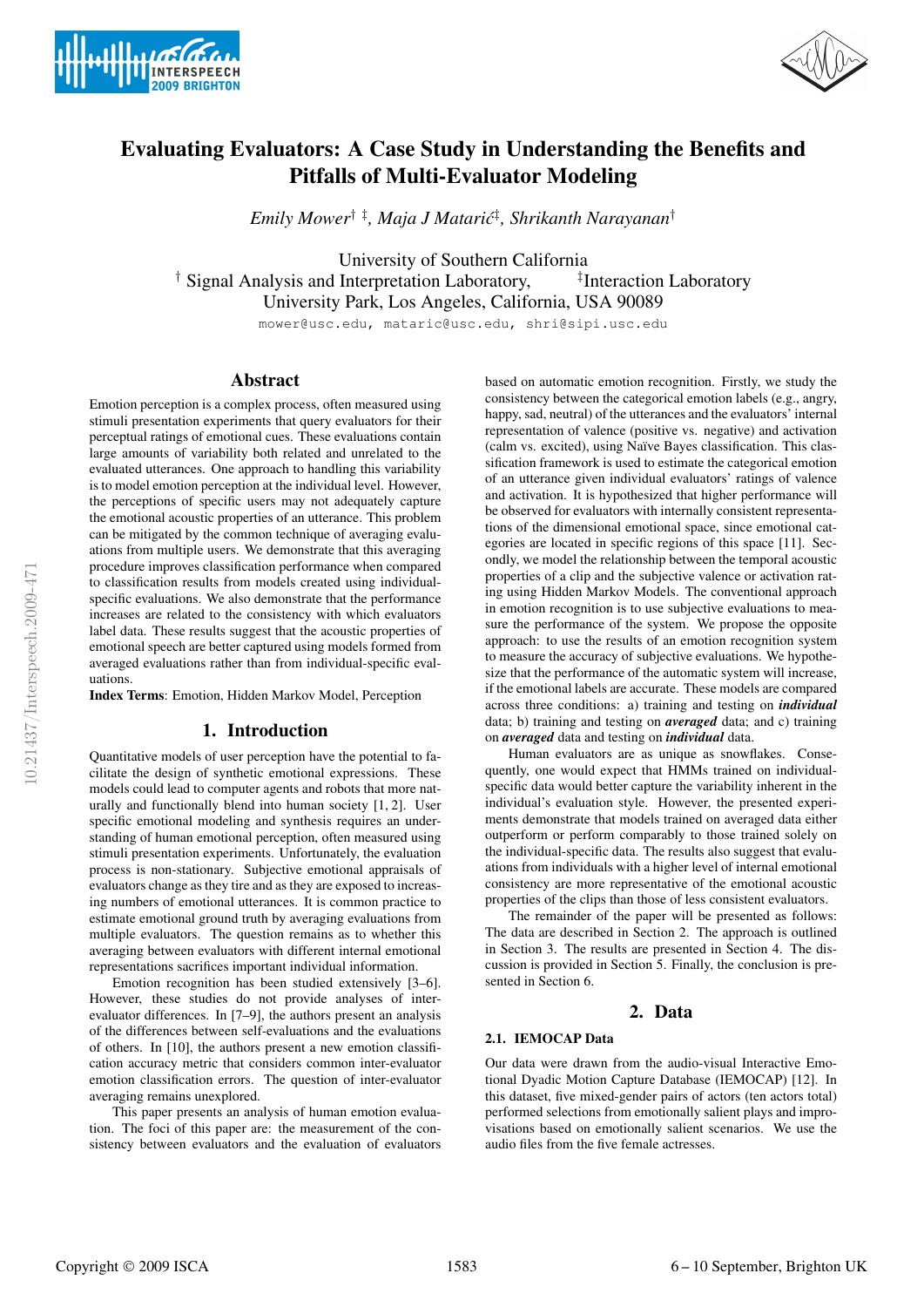# Evaluating Evaluators: A Case Study in Understanding the Benefits and Pitfalls of Multi-Evaluator Modeling

*Emily Mower*[† ‡], *Maja J Matarić*[‡], *Shrikanth Narayanan*[†]

University of Southern California
[†] Signal Analysis and Interpretation Laboratory, [‡]Interaction Laboratory
University Park, Los Angeles, California, USA 90089

mower@usc.edu, mataric@usc.edu, shri@sipi.usc.edu

## Abstract

Emotion perception is a complex process, often measured using stimuli presentation experiments that query evaluators for their perceptual ratings of emotional cues. These evaluations contain large amounts of variability both related and unrelated to the evaluated utterances. One approach to handling this variability is to model emotion perception at the individual level. However, the perceptions of specific users may not adequately capture the emotional acoustic properties of an utterance. This problem can be mitigated by the common technique of averaging evaluations from multiple users. We demonstrate that this averaging procedure improves classification performance when compared to classification results from models created using individual-specific evaluations. We also demonstrate that the performance increases are related to the consistency with which evaluators label data. These results suggest that the acoustic properties of emotional speech are better captured using models formed from averaged evaluations rather than from individual-specific evaluations.

**Index Terms**: Emotion, Hidden Markov Model, Perception

## 1. Introduction

Quantitative models of user perception have the potential to facilitate the design of synthetic emotional expressions. These models could lead to computer agents and robots that more naturally and functionally blend into human society [1, 2]. User specific emotional modeling and synthesis requires an understanding of human emotional perception, often measured using stimuli presentation experiments. Unfortunately, the evaluation process is non-stationary. Subjective emotional appraisals of evaluators change as they tire and as they are exposed to increasing numbers of emotional utterances. It is common practice to estimate emotional ground truth by averaging evaluations from multiple evaluators. The question remains as to whether this averaging between evaluators with different internal emotional representations sacrifices important individual information.

Emotion recognition has been studied extensively [3–6]. However, these studies do not provide analyses of inter-evaluator differences. In [7–9], the authors present an analysis of the differences between self-evaluations and the evaluations of others. In [10], the authors present a new emotion classification accuracy metric that considers common inter-evaluator emotion classification errors. The question of inter-evaluator averaging remains unexplored.

This paper presents an analysis of human emotion evaluation. The foci of this paper are: the measurement of the consistency between evaluators and the evaluation of evaluators based on automatic emotion recognition. Firstly, we study the consistency between the categorical emotion labels (e.g., angry, happy, sad, neutral) of the utterances and the evaluators' internal representation of valence (positive vs. negative) and activation (calm vs. excited), using Naïve Bayes classification. This classification framework is used to estimate the categorical emotion of an utterance given individual evaluators' ratings of valence and activation. It is hypothesized that higher performance will be observed for evaluators with internally consistent representations of the dimensional emotional space, since emotional categories are located in specific regions of this space [11]. Secondly, we model the relationship between the temporal acoustic properties of a clip and the subjective valence or activation rating using Hidden Markov Models. The conventional approach in emotion recognition is to use subjective evaluations to measure the performance of the system. We propose the opposite approach: to use the results of an emotion recognition system to measure the accuracy of subjective evaluations. We hypothesize that the performance of the automatic system will increase, if the emotional labels are accurate. These models are compared across three conditions: a) training and testing on ***individual*** data; b) training and testing on ***averaged*** data; and c) training on ***averaged*** data and testing on ***individual*** data.

Human evaluators are as unique as snowflakes. Consequently, one would expect that HMMs trained on individual-specific data would better capture the variability inherent in the individual's evaluation style. However, the presented experiments demonstrate that models trained on averaged data either outperform or perform comparably to those trained solely on the individual-specific data. The results also suggest that evaluations from individuals with a higher level of internal emotional consistency are more representative of the emotional acoustic properties of the clips than those of less consistent evaluators.

The remainder of the paper will be presented as follows: The data are described in Section 2. The approach is outlined in Section 3. The results are presented in Section 4. The discussion is provided in Section 5. Finally, the conclusion is presented in Section 6.

## 2. Data

### 2.1. IEMOCAP Data

Our data were drawn from the audio-visual Interactive Emotional Dyadic Motion Capture Database (IEMOCAP) [12]. In this dataset, five mixed-gender pairs of actors (ten actors total) performed selections from emotionally salient plays and improvisations based on emotionally salient scenarios. We use the audio files from the five female actresses.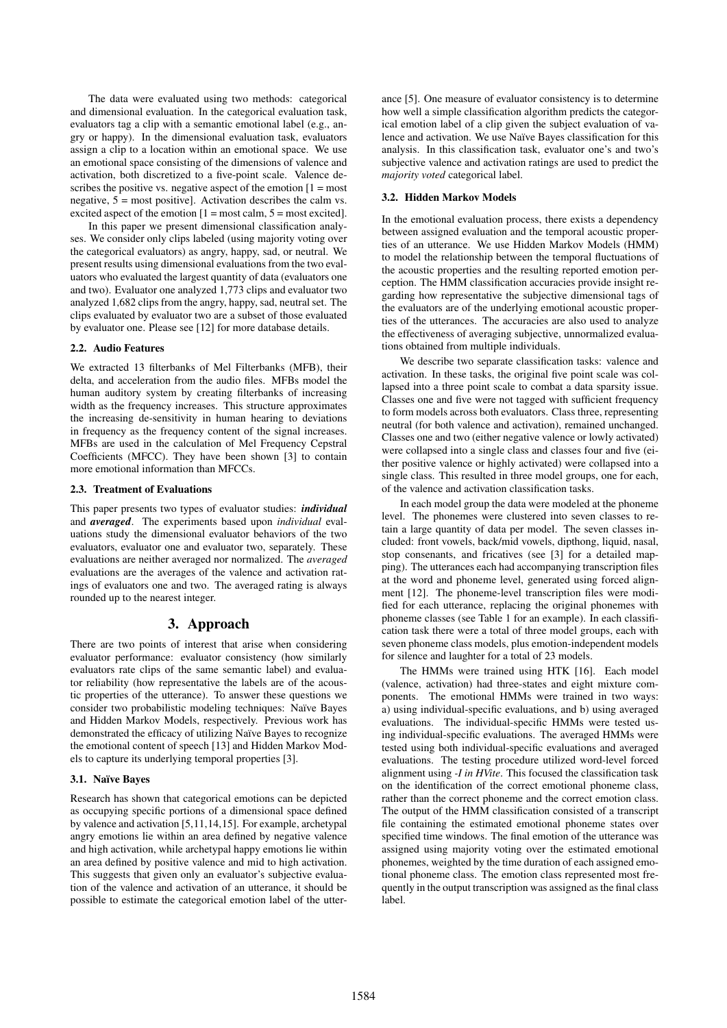The data were evaluated using two methods: categorical and dimensional evaluation. In the categorical evaluation task, evaluators tag a clip with a semantic emotional label (e.g., angry or happy). In the dimensional evaluation task, evaluators assign a clip to a location within an emotional space. We use an emotional space consisting of the dimensions of valence and activation, both discretized to a five-point scale. Valence describes the positive vs. negative aspect of the emotion [1 = most negative, 5 = most positive]. Activation describes the calm vs. excited aspect of the emotion [1 = most calm, 5 = most excited].

In this paper we present dimensional classification analyses. We consider only clips labeled (using majority voting over the categorical evaluators) as angry, happy, sad, or neutral. We present results using dimensional evaluations from the two evaluators who evaluated the largest quantity of data (evaluators one and two). Evaluator one analyzed 1,773 clips and evaluator two analyzed 1,682 clips from the angry, happy, sad, neutral set. The clips evaluated by evaluator two are a subset of those evaluated by evaluator one. Please see [12] for more database details.

### 2.2. Audio Features

We extracted 13 filterbanks of Mel Filterbanks (MFB), their delta, and acceleration from the audio files. MFBs model the human auditory system by creating filterbanks of increasing width as the frequency increases. This structure approximates the increasing de-sensitivity in human hearing to deviations in frequency as the frequency content of the signal increases. MFBs are used in the calculation of Mel Frequency Cepstral Coefficients (MFCC). They have been shown [3] to contain more emotional information than MFCCs.

### 2.3. Treatment of Evaluations

This paper presents two types of evaluator studies: ***individual*** and ***averaged***. The experiments based upon *individual* evaluations study the dimensional evaluator behaviors of the two evaluators, evaluator one and evaluator two, separately. These evaluations are neither averaged nor normalized. The *averaged* evaluations are the averages of the valence and activation ratings of evaluators one and two. The averaged rating is always rounded up to the nearest integer.

## 3. Approach

There are two points of interest that arise when considering evaluator performance: evaluator consistency (how similarly evaluators rate clips of the same semantic label) and evaluator reliability (how representative the labels are of the acoustic properties of the utterance). To answer these questions we consider two probabilistic modeling techniques: Naïve Bayes and Hidden Markov Models, respectively. Previous work has demonstrated the efficacy of utilizing Naïve Bayes to recognize the emotional content of speech [13] and Hidden Markov Models to capture its underlying temporal properties [3].

### 3.1. Naïve Bayes

Research has shown that categorical emotions can be depicted as occupying specific portions of a dimensional space defined by valence and activation [5,11,14,15]. For example, archetypal angry emotions lie within an area defined by negative valence and high activation, while archetypal happy emotions lie within an area defined by positive valence and mid to high activation. This suggests that given only an evaluator's subjective evaluation of the valence and activation of an utterance, it should be possible to estimate the categorical emotion label of the utterance [5]. One measure of evaluator consistency is to determine how well a simple classification algorithm predicts the categorical emotion label of a clip given the subject evaluation of valence and activation. We use Naïve Bayes classification for this analysis. In this classification task, evaluator one's and two's subjective valence and activation ratings are used to predict the *majority voted* categorical label.

### 3.2. Hidden Markov Models

In the emotional evaluation process, there exists a dependency between assigned evaluation and the temporal acoustic properties of an utterance. We use Hidden Markov Models (HMM) to model the relationship between the temporal fluctuations of the acoustic properties and the resulting reported emotion perception. The HMM classification accuracies provide insight regarding how representative the subjective dimensional tags of the evaluators are of the underlying emotional acoustic properties of the utterances. The accuracies are also used to analyze the effectiveness of averaging subjective, unnormalized evaluations obtained from multiple individuals.

We describe two separate classification tasks: valence and activation. In these tasks, the original five point scale was collapsed into a three point scale to combat a data sparsity issue. Classes one and five were not tagged with sufficient frequency to form models across both evaluators. Class three, representing neutral (for both valence and activation), remained unchanged. Classes one and two (either negative valence or lowly activated) were collapsed into a single class and classes four and five (either positive valence or highly activated) were collapsed into a single class. This resulted in three model groups, one for each, of the valence and activation classification tasks.

In each model group the data were modeled at the phoneme level. The phonemes were clustered into seven classes to retain a large quantity of data per model. The seven classes included: front vowels, back/mid vowels, dipthong, liquid, nasal, stop consenants, and fricatives (see [3] for a detailed mapping). The utterances each had accompanying transcription files at the word and phoneme level, generated using forced alignment [12]. The phoneme-level transcription files were modified for each utterance, replacing the original phonemes with phoneme classes (see Table 1 for an example). In each classification task there were a total of three model groups, each with seven phoneme class models, plus emotion-independent models for silence and laughter for a total of 23 models.

The HMMs were trained using HTK [16]. Each model (valence, activation) had three-states and eight mixture components. The emotional HMMs were trained in two ways: a) using individual-specific evaluations, and b) using averaged evaluations. The individual-specific HMMs were tested using individual-specific evaluations. The averaged HMMs were tested using both individual-specific evaluations and averaged evaluations. The testing procedure utilized word-level forced alignment using *-I in HVite*. This focused the classification task on the identification of the correct emotional phoneme class, rather than the correct phoneme and the correct emotion class. The output of the HMM classification consisted of a transcript file containing the estimated emotional phoneme states over specified time windows. The final emotion of the utterance was assigned using majority voting over the estimated emotional phonemes, weighted by the time duration of each assigned emotional phoneme class. The emotion class represented most frequently in the output transcription was assigned as the final class label.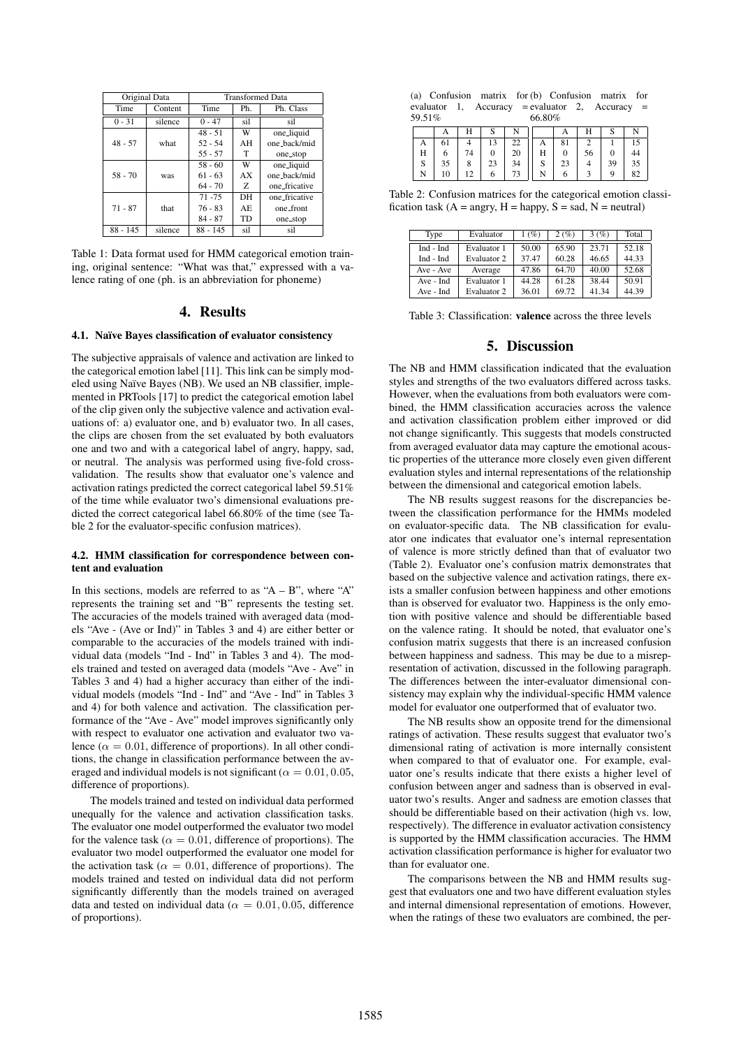| Original Data | | Transformed Data | | |
|---|---|---|---|---|
| Time | Content | Time | Ph. | Ph. Class |
| 0 - 31 | silence | 0 - 47 | sil | sil |
| 48 - 57 | what | 48 - 51 | W | one_liquid |
| | | 52 - 54 | AH | one_back/mid |
| | | 55 - 57 | T | one_stop |
| 58 - 70 | was | 58 - 60 | W | one_liquid |
| | | 61 - 63 | AX | one_back/mid |
| | | 64 - 70 | Z | one_fricative |
| 71 - 87 | that | 71 -75 | DH | one_fricative |
| | | 76 - 83 | AE | one_front |
| | | 84 - 87 | TD | one_stop |
| 88 - 145 | silence | 88 - 145 | sil | sil |

Table 1: Data format used for HMM categorical emotion training, original sentence: "What was that," expressed with a valence rating of one (ph. is an abbreviation for phoneme)

## 4. Results

### 4.1. Naïve Bayes classification of evaluator consistency

The subjective appraisals of valence and activation are linked to the categorical emotion label [11]. This link can be simply modeled using Naïve Bayes (NB). We used an NB classifier, implemented in PRTools [17] to predict the categorical emotion label of the clip given only the subjective valence and activation evaluations of: a) evaluator one, and b) evaluator two. In all cases, the clips are chosen from the set evaluated by both evaluators one and two and with a categorical label of angry, happy, sad, or neutral. The analysis was performed using five-fold cross-validation. The results show that evaluator one's valence and activation ratings predicted the correct categorical label 59.51% of the time while evaluator two's dimensional evaluations predicted the correct categorical label 66.80% of the time (see Table 2 for the evaluator-specific confusion matrices).

### 4.2. HMM classification for correspondence between content and evaluation

In this sections, models are referred to as "A – B", where "A" represents the training set and "B" represents the testing set. The accuracies of the models trained with averaged data (models "Ave - (Ave or Ind)" in Tables 3 and 4) are either better or comparable to the accuracies of the models trained with individual data (models "Ind - Ind" in Tables 3 and 4). The models trained and tested on averaged data (models "Ave - Ave" in Tables 3 and 4) had a higher accuracy than either of the individual models (models "Ind - Ind" and "Ave - Ind" in Tables 3 and 4) for both valence and activation. The classification performance of the "Ave - Ave" model improves significantly only with respect to evaluator one activation and evaluator two valence ($\alpha = 0.01$, difference of proportions). In all other conditions, the change in classification performance between the averaged and individual models is not significant ($\alpha = 0.01, 0.05$, difference of proportions).

The models trained and tested on individual data performed unequally for the valence and activation classification tasks. The evaluator one model outperformed the evaluator two model for the valence task ($\alpha = 0.01$, difference of proportions). The evaluator two model outperformed the evaluator one model for the activation task ($\alpha = 0.01$, difference of proportions). The models trained and tested on individual data did not perform significantly differently than the models trained on averaged data and tested on individual data ($\alpha = 0.01, 0.05$, difference of proportions).

(a) Confusion matrix for evaluator 1, Accuracy = 59.51%

| | A | H | S | N |
|---|---|---|---|---|
| A | 61 | 4 | 13 | 22 |
| H | 6 | 74 | 0 | 20 |
| S | 35 | 8 | 23 | 34 |
| N | 10 | 12 | 6 | 73 |

(b) Confusion matrix for evaluator 2, Accuracy = 66.80%

| | A | H | S | N |
|---|---|---|---|---|
| A | 81 | 2 | 1 | 15 |
| H | 0 | 56 | 0 | 44 |
| S | 23 | 4 | 39 | 35 |
| N | 6 | 3 | 9 | 82 |

Table 2: Confusion matrices for the categorical emotion classification task (A = angry, H = happy, S = sad, N = neutral)

| Type | Evaluator | 1 (%) | 2 (%) | 3 (%) | Total |
|---|---|---|---|---|---|
| Ind - Ind | Evaluator 1 | 50.00 | 65.90 | 23.71 | 52.18 |
| Ind - Ind | Evaluator 2 | 37.47 | 60.28 | 46.65 | 44.33 |
| Ave - Ave | Average | 47.86 | 64.70 | 40.00 | 52.68 |
| Ave - Ind | Evaluator 1 | 44.28 | 61.28 | 38.44 | 50.91 |
| Ave - Ind | Evaluator 2 | 36.01 | 69.72 | 41.34 | 44.39 |

Table 3: Classification: **valence** across the three levels

## 5. Discussion

The NB and HMM classification indicated that the evaluation styles and strengths of the two evaluators differed across tasks. However, when the evaluations from both evaluators were combined, the HMM classification accuracies across the valence and activation classification problem either improved or did not change significantly. This suggests that models constructed from averaged evaluator data may capture the emotional acoustic properties of the utterance more closely even given different evaluation styles and internal representations of the relationship between the dimensional and categorical emotion labels.

The NB results suggest reasons for the discrepancies between the classification performance for the HMMs modeled on evaluator-specific data. The NB classification for evaluator one indicates that evaluator one's internal representation of valence is more strictly defined than that of evaluator two (Table 2). Evaluator one's confusion matrix demonstrates that based on the subjective valence and activation ratings, there exists a smaller confusion between happiness and other emotions than is observed for evaluator two. Happiness is the only emotion with positive valence and should be differentiable based on the valence rating. It should be noted, that evaluator one's confusion matrix suggests that there is an increased confusion between happiness and sadness. This may be due to a misrepresentation of activation, discussed in the following paragraph. The differences between the inter-evaluator dimensional consistency may explain why the individual-specific HMM valence model for evaluator one outperformed that of evaluator two.

The NB results show an opposite trend for the dimensional ratings of activation. These results suggest that evaluator two's dimensional rating of activation is more internally consistent when compared to that of evaluator one. For example, evaluator one's results indicate that there exists a higher level of confusion between anger and sadness than is observed in evaluator two's results. Anger and sadness are emotion classes that should be differentiable based on their activation (high vs. low, respectively). The difference in evaluator activation consistency is supported by the HMM classification accuracies. The HMM activation classification performance is higher for evaluator two than for evaluator one.

The comparisons between the NB and HMM results suggest that evaluators one and two have different evaluation styles and internal dimensional representation of emotions. However, when the ratings of these two evaluators are combined, the per-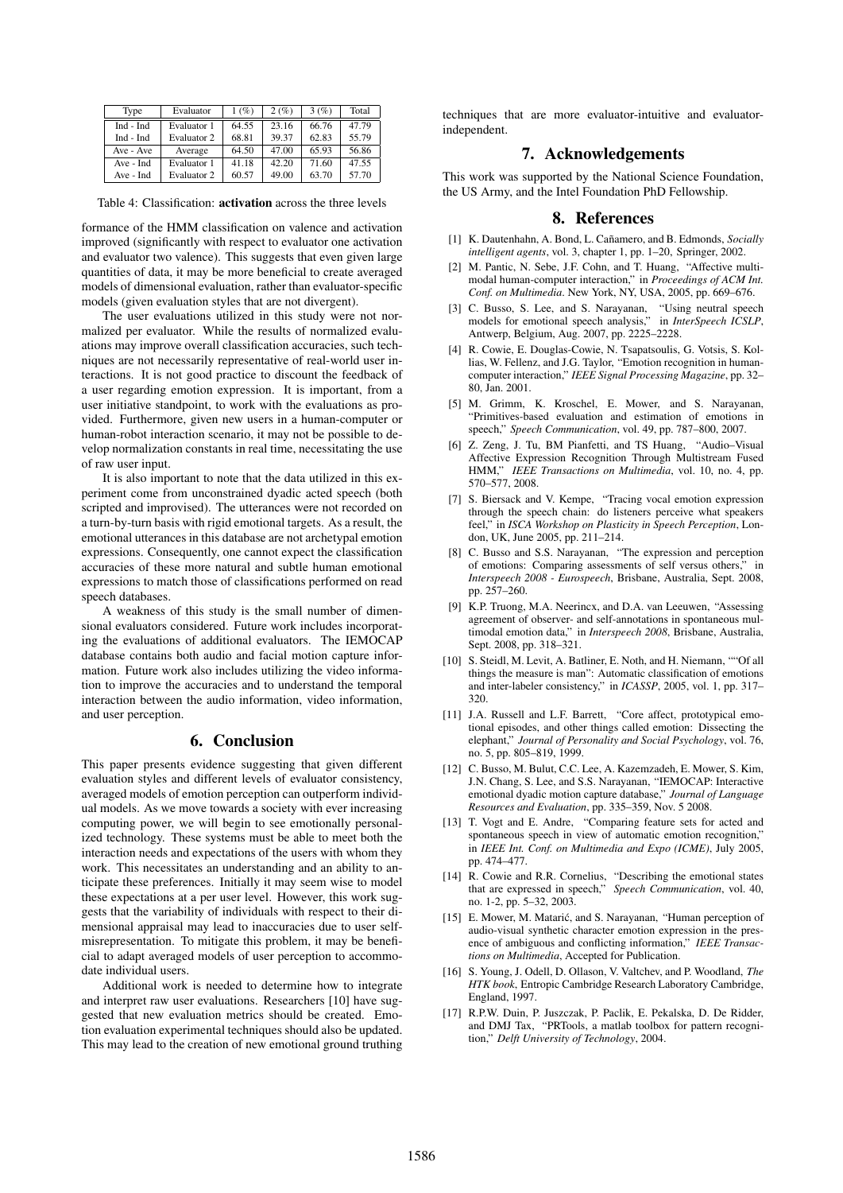| Type | Evaluator | 1 (%) | 2 (%) | 3 (%) | Total |
|---|---|---|---|---|---|
| Ind - Ind | Evaluator 1 | 64.55 | 23.16 | 66.76 | 47.79 |
| Ind - Ind | Evaluator 2 | 68.81 | 39.37 | 62.83 | 55.79 |
| Ave - Ave | Average | 64.50 | 47.00 | 65.93 | 56.86 |
| Ave - Ind | Evaluator 1 | 41.18 | 42.20 | 71.60 | 47.55 |
| Ave - Ind | Evaluator 2 | 60.57 | 49.00 | 63.70 | 57.70 |

Table 4: Classification: **activation** across the three levels

formance of the HMM classification on valence and activation improved (significantly with respect to evaluator one activation and evaluator two valence). This suggests that even given large quantities of data, it may be more beneficial to create averaged models of dimensional evaluation, rather than evaluator-specific models (given evaluation styles that are not divergent).

The user evaluations utilized in this study were not normalized per evaluator. While the results of normalized evaluations may improve overall classification accuracies, such techniques are not necessarily representative of real-world user interactions. It is not good practice to discount the feedback of a user regarding emotion expression. It is important, from a user initiative standpoint, to work with the evaluations as provided. Furthermore, given new users in a human-computer or human-robot interaction scenario, it may not be possible to develop normalization constants in real time, necessitating the use of raw user input.

It is also important to note that the data utilized in this experiment come from unconstrained dyadic acted speech (both scripted and improvised). The utterances were not recorded on a turn-by-turn basis with rigid emotional targets. As a result, the emotional utterances in this database are not archetypal emotion expressions. Consequently, one cannot expect the classification accuracies of these more natural and subtle human emotional expressions to match those of classifications performed on read speech databases.

A weakness of this study is the small number of dimensional evaluators considered. Future work includes incorporating the evaluations of additional evaluators. The IEMOCAP database contains both audio and facial motion capture information. Future work also includes utilizing the video information to improve the accuracies and to understand the temporal interaction between the audio information, video information, and user perception.

## 6. Conclusion

This paper presents evidence suggesting that given different evaluation styles and different levels of evaluator consistency, averaged models of emotion perception can outperform individual models. As we move towards a society with ever increasing computing power, we will begin to see emotionally personalized technology. These systems must be able to meet both the interaction needs and expectations of the users with whom they work. This necessitates an understanding and an ability to anticipate these preferences. Initially it may seem wise to model these expectations at a per user level. However, this work suggests that the variability of individuals with respect to their dimensional appraisal may lead to inaccuracies due to user self-misrepresentation. To mitigate this problem, it may be beneficial to adapt averaged models of user perception to accommodate individual users.

Additional work is needed to determine how to integrate and interpret raw user evaluations. Researchers [10] have suggested that new evaluation metrics should be created. Emotion evaluation experimental techniques should also be updated. This may lead to the creation of new emotional ground truthing techniques that are more evaluator-intuitive and evaluator-independent.

## 7. Acknowledgements

This work was supported by the National Science Foundation, the US Army, and the Intel Foundation PhD Fellowship.

## 8. References

[1] K. Dautenhahn, A. Bond, L. Cañamero, and B. Edmonds, *Socially intelligent agents*, vol. 3, chapter 1, pp. 1–20, Springer, 2002.

[2] M. Pantic, N. Sebe, J.F. Cohn, and T. Huang, "Affective multimodal human-computer interaction," in *Proceedings of ACM Int. Conf. on Multimedia*. New York, NY, USA, 2005, pp. 669–676.

[3] C. Busso, S. Lee, and S. Narayanan, "Using neutral speech models for emotional speech analysis," in *InterSpeech ICSLP*, Antwerp, Belgium, Aug. 2007, pp. 2225–2228.

[4] R. Cowie, E. Douglas-Cowie, N. Tsapatsoulis, G. Votsis, S. Kollias, W. Fellenz, and J.G. Taylor, "Emotion recognition in human-computer interaction," *IEEE Signal Processing Magazine*, pp. 32–80, Jan. 2001.

[5] M. Grimm, K. Kroschel, E. Mower, and S. Narayanan, "Primitives-based evaluation and estimation of emotions in speech," *Speech Communication*, vol. 49, pp. 787–800, 2007.

[6] Z. Zeng, J. Tu, BM Pianfetti, and TS Huang, "Audio–Visual Affective Expression Recognition Through Multistream Fused HMM," *IEEE Transactions on Multimedia*, vol. 10, no. 4, pp. 570–577, 2008.

[7] S. Biersack and V. Kempe, "Tracing vocal emotion expression through the speech chain: do listeners perceive what speakers feel," in *ISCA Workshop on Plasticity in Speech Perception*, London, UK, June 2005, pp. 211–214.

[8] C. Busso and S.S. Narayanan, "The expression and perception of emotions: Comparing assessments of self versus others," in *Interspeech 2008 - Eurospeech*, Brisbane, Australia, Sept. 2008, pp. 257–260.

[9] K.P. Truong, M.A. Neerincx, and D.A. van Leeuwen, "Assessing agreement of observer- and self-annotations in spontaneous multimodal emotion data," in *Interspeech 2008*, Brisbane, Australia, Sept. 2008, pp. 318–321.

[10] S. Steidl, M. Levit, A. Batliner, E. Noth, and H. Niemann, ""Of all things the measure is man": Automatic classification of emotions and inter-labeler consistency," in *ICASSP*, 2005, vol. 1, pp. 317–320.

[11] J.A. Russell and L.F. Barrett, "Core affect, prototypical emotional episodes, and other things called emotion: Dissecting the elephant," *Journal of Personality and Social Psychology*, vol. 76, no. 5, pp. 805–819, 1999.

[12] C. Busso, M. Bulut, C.C. Lee, A. Kazemzadeh, E. Mower, S. Kim, J.N. Chang, S. Lee, and S.S. Narayanan, "IEMOCAP: Interactive emotional dyadic motion capture database," *Journal of Language Resources and Evaluation*, pp. 335–359, Nov. 5 2008.

[13] T. Vogt and E. Andre, "Comparing feature sets for acted and spontaneous speech in view of automatic emotion recognition," in *IEEE Int. Conf. on Multimedia and Expo (ICME)*, July 2005, pp. 474–477.

[14] R. Cowie and R.R. Cornelius, "Describing the emotional states that are expressed in speech," *Speech Communication*, vol. 40, no. 1-2, pp. 5–32, 2003.

[15] E. Mower, M. Matarić, and S. Narayanan, "Human perception of audio-visual synthetic character emotion expression in the presence of ambiguous and conflicting information," *IEEE Transactions on Multimedia*, Accepted for Publication.

[16] S. Young, J. Odell, D. Ollason, V. Valtchev, and P. Woodland, *The HTK book*, Entropic Cambridge Research Laboratory Cambridge, England, 1997.

[17] R.P.W. Duin, P. Juszczak, P. Paclik, E. Pekalska, D. De Ridder, and DMJ Tax, "PRTools, a matlab toolbox for pattern recognition," *Delft University of Technology*, 2004.